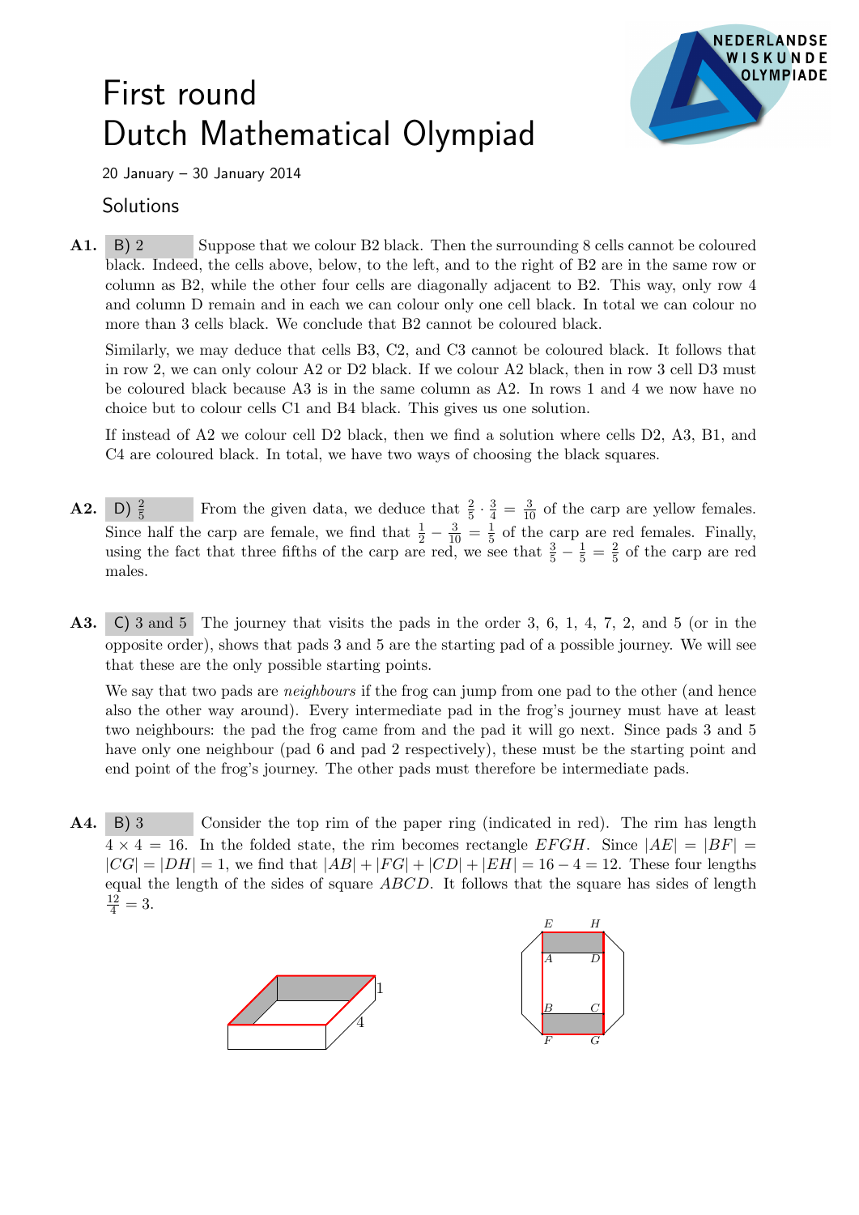# First round
# Dutch Mathematical Olympiad

20 January – 30 January 2014

## Solutions

**A1.** B) 2 Suppose that we colour B2 black. Then the surrounding 8 cells cannot be coloured black. Indeed, the cells above, below, to the left, and to the right of B2 are in the same row or column as B2, while the other four cells are diagonally adjacent to B2. This way, only row 4 and column D remain and in each we can colour only one cell black. In total we can colour no more than 3 cells black. We conclude that B2 cannot be coloured black.

Similarly, we may deduce that cells B3, C2, and C3 cannot be coloured black. It follows that in row 2, we can only colour A2 or D2 black. If we colour A2 black, then in row 3 cell D3 must be coloured black because A3 is in the same column as A2. In rows 1 and 4 we now have no choice but to colour cells C1 and B4 black. This gives us one solution.

If instead of A2 we colour cell D2 black, then we find a solution where cells D2, A3, B1, and C4 are coloured black. In total, we have two ways of choosing the black squares.

**A2.** D) $\frac{2}{5}$ From the given data, we deduce that $\frac{2}{5} \cdot \frac{3}{4} = \frac{3}{10}$ of the carp are yellow females. Since half the carp are female, we find that $\frac{1}{2} - \frac{3}{10} = \frac{1}{5}$ of the carp are red females. Finally, using the fact that three fifths of the carp are red, we see that $\frac{3}{5} - \frac{1}{5} = \frac{2}{5}$ of the carp are red males.

**A3.** C) 3 and 5 The journey that visits the pads in the order 3, 6, 1, 4, 7, 2, and 5 (or in the opposite order), shows that pads 3 and 5 are the starting pad of a possible journey. We will see that these are the only possible starting points.

We say that two pads are *neighbours* if the frog can jump from one pad to the other (and hence also the other way around). Every intermediate pad in the frog's journey must have at least two neighbours: the pad the frog came from and the pad it will go next. Since pads 3 and 5 have only one neighbour (pad 6 and pad 2 respectively), these must be the starting point and end point of the frog's journey. The other pads must therefore be intermediate pads.

**A4.** B) 3 Consider the top rim of the paper ring (indicated in red). The rim has length $4 \times 4 = 16$. In the folded state, the rim becomes rectangle $EFGH$. Since $|AE| = |BF| = |CG| = |DH| = 1$, we find that $|AB| + |FG| + |CD| + |EH| = 16 - 4 = 12$. These four lengths equal the length of the sides of square $ABCD$. It follows that the square has sides of length $\frac{12}{4} = 3$.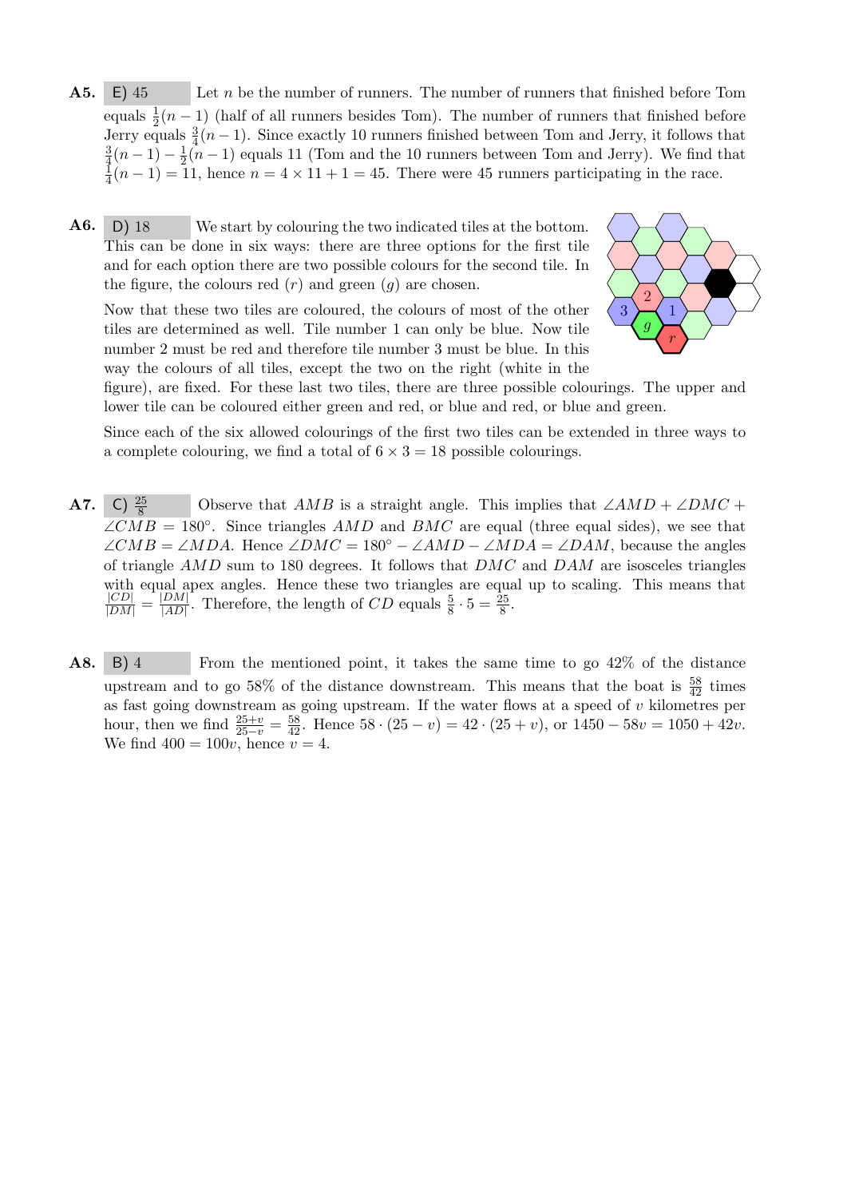**A5.** E) 45 Let $n$ be the number of runners. The number of runners that finished before Tom equals $\frac{1}{2}(n-1)$ (half of all runners besides Tom). The number of runners that finished before Jerry equals $\frac{3}{4}(n-1)$. Since exactly 10 runners finished between Tom and Jerry, it follows that $\frac{3}{4}(n-1) - \frac{1}{2}(n-1)$ equals 11 (Tom and the 10 runners between Tom and Jerry). We find that $\frac{1}{4}(n-1) = 11$, hence $n = 4 \times 11 + 1 = 45$. There were 45 runners participating in the race.

**A6.** D) 18 We start by colouring the two indicated tiles at the bottom. This can be done in six ways: there are three options for the first tile and for each option there are two possible colours for the second tile. In the figure, the colours red ($r$) and green ($g$) are chosen.

Now that these two tiles are coloured, the colours of most of the other tiles are determined as well. Tile number 1 can only be blue. Now tile number 2 must be red and therefore tile number 3 must be blue. In this way the colours of all tiles, except the two on the right (white in the figure), are fixed. For these last two tiles, there are three possible colourings. The upper and lower tile can be coloured either green and red, or blue and red, or blue and green.

Since each of the six allowed colourings of the first two tiles can be extended in three ways to a complete colouring, we find a total of $6 \times 3 = 18$ possible colourings.

**A7.** C) $\frac{25}{8}$ Observe that $AMB$ is a straight angle. This implies that $\angle AMD + \angle DMC + \angle CMB = 180°$. Since triangles $AMD$ and $BMC$ are equal (three equal sides), we see that $\angle CMB = \angle MDA$. Hence $\angle DMC = 180° - \angle AMD - \angle MDA = \angle DAM$, because the angles of triangle $AMD$ sum to 180 degrees. It follows that $DMC$ and $DAM$ are isosceles triangles with equal apex angles. Hence these two triangles are equal up to scaling. This means that $\frac{|CD|}{|DM|} = \frac{|DM|}{|AD|}$. Therefore, the length of $CD$ equals $\frac{5}{8} \cdot 5 = \frac{25}{8}$.

**A8.** B) 4 From the mentioned point, it takes the same time to go 42% of the distance upstream and to go 58% of the distance downstream. This means that the boat is $\frac{58}{42}$ times as fast going downstream as going upstream. If the water flows at a speed of $v$ kilometres per hour, then we find $\frac{25+v}{25-v} = \frac{58}{42}$. Hence $58 \cdot (25 - v) = 42 \cdot (25 + v)$, or $1450 - 58v = 1050 + 42v$. We find $400 = 100v$, hence $v = 4$.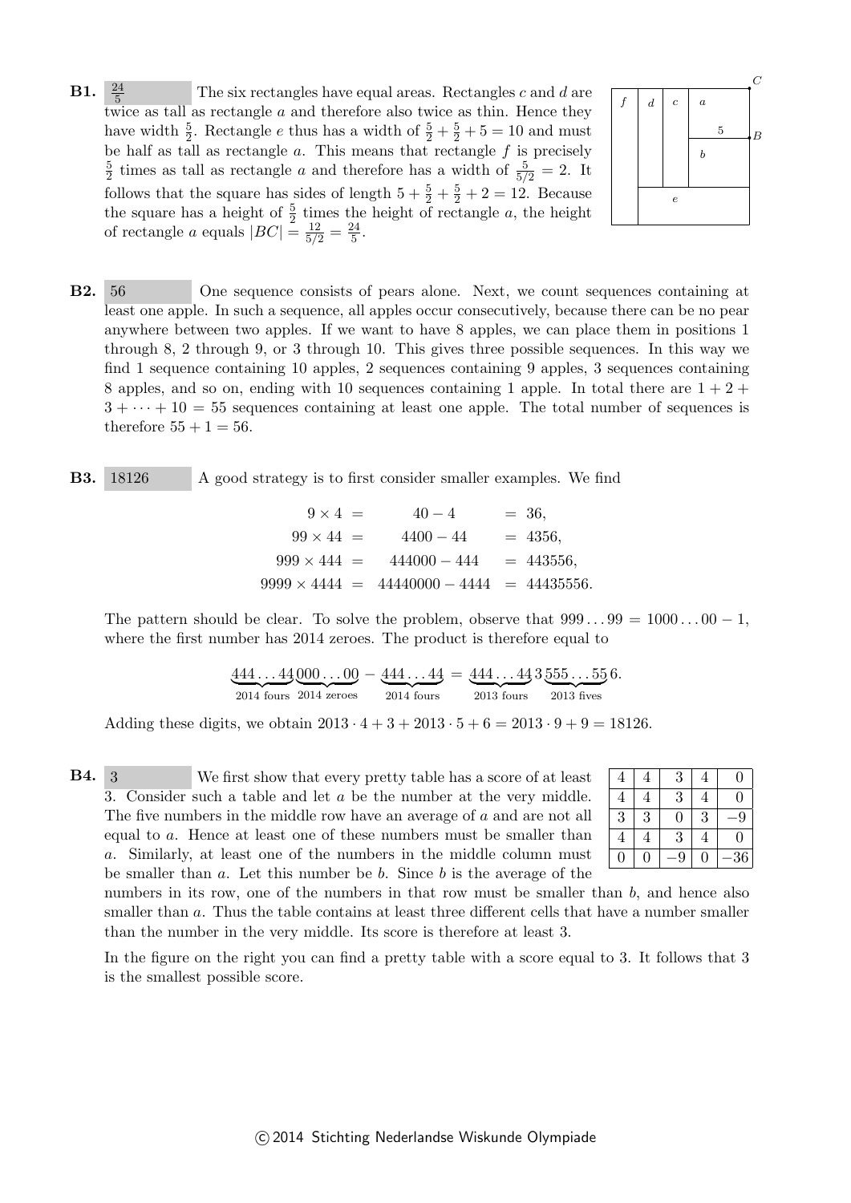**B1.** $\frac{24}{5}$ The six rectangles have equal areas. Rectangles $c$ and $d$ are twice as tall as rectangle $a$ and therefore also twice as thin. Hence they have width $\frac{5}{2}$. Rectangle $e$ thus has a width of $\frac{5}{2}+\frac{5}{2}+5=10$ and must be half as tall as rectangle $a$. This means that rectangle $f$ is precisely $\frac{5}{2}$ times as tall as rectangle $a$ and therefore has a width of $\frac{5}{5/2}=2$. It follows that the square has sides of length $5+\frac{5}{2}+\frac{5}{2}+2=12$. Because the square has a height of $\frac{5}{2}$ times the height of rectangle $a$, the height of rectangle $a$ equals $|BC|=\frac{12}{5/2}=\frac{24}{5}$.

f d c a C
5 B
b
e

**B2.** 56 One sequence consists of pears alone. Next, we count sequences containing at least one apple. In such a sequence, all apples occur consecutively, because there can be no pear anywhere between two apples. If we want to have 8 apples, we can place them in positions 1 through 8, 2 through 9, or 3 through 10. This gives three possible sequences. In this way we find 1 sequence containing 10 apples, 2 sequences containing 9 apples, 3 sequences containing 8 apples, and so on, ending with 10 sequences containing 1 apple. In total there are $1+2+3+\cdots+10=55$ sequences containing at least one apple. The total number of sequences is therefore $55+1=56$.

**B3.** 18126 A good strategy is to first consider smaller examples. We find

$$\begin{aligned} 9\times 4 &= 40-4 &&= 36,\\ 99\times 44 &= 4400-44 &&= 4356,\\ 999\times 444 &= 444000-444 &&= 443556,\\ 9999\times 4444 &= 44440000-4444 &&= 44435556. \end{aligned}$$

The pattern should be clear. To solve the problem, observe that $999\ldots99=1000\ldots00-1$, where the first number has 2014 zeroes. The product is therefore equal to

$$\underbrace{444\ldots44}_{\text{2014 fours}}\underbrace{000\ldots00}_{\text{2014 zeroes}}-\underbrace{444\ldots44}_{\text{2014 fours}}=\underbrace{444\ldots44}_{\text{2013 fours}}3\underbrace{555\ldots55}_{\text{2013 fives}}6.$$

Adding these digits, we obtain $2013\cdot 4+3+2013\cdot 5+6=2013\cdot 9+9=18126$.

**B4.** 3 We first show that every pretty table has a score of at least 3. Consider such a table and let $a$ be the number at the very middle. The five numbers in the middle row have an average of $a$ and are not all equal to $a$. Hence at least one of these numbers must be smaller than $a$. Similarly, at least one of the numbers in the middle column must be smaller than $a$. Let this number be $b$. Since $b$ is the average of the numbers in its row, one of the numbers in that row must be smaller than $b$, and hence also smaller than $a$. Thus the table contains at least three different cells that have a number smaller than the number in the very middle. Its score is therefore at least 3.

| | | | | |
|---|---|---|---|---|
| 4 | 4 | 3 | 4 | 0 |
| 4 | 4 | 3 | 4 | 0 |
| 3 | 3 | 0 | 3 | $-9$ |
| 4 | 4 | 3 | 4 | 0 |
| 0 | 0 | $-9$ | 0 | $-36$ |

In the figure on the right you can find a pretty table with a score equal to 3. It follows that 3 is the smallest possible score.